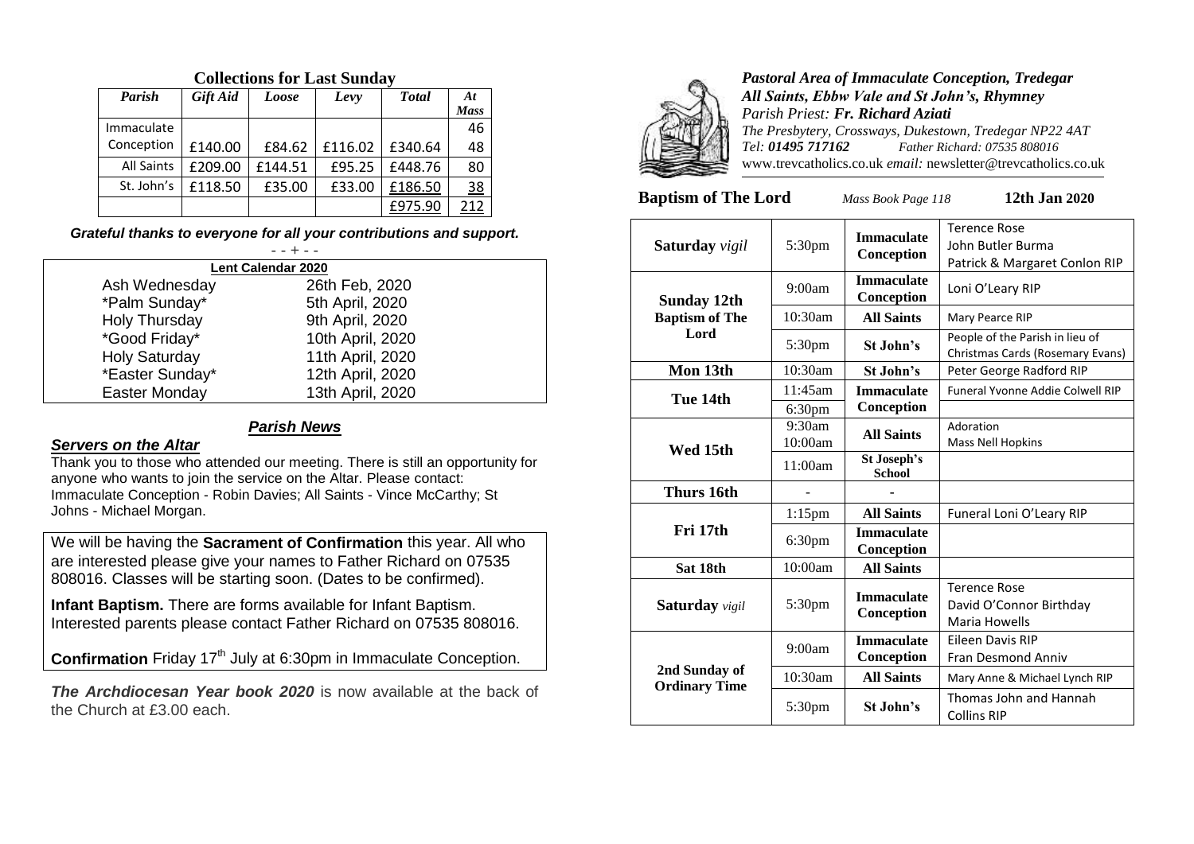## Collections for Last Sunday

| *Parish* | *Gift Aid* | *Loose* | *Levy* | *Total* | *At Mass* |
|---|---|---|---|---|---|
| Immaculate Conception | £140.00 | £84.62 | £116.02 | £340.64 | 46 48 |
| All Saints | £209.00 | £144.51 | £95.25 | £448.76 | 80 |
| St. John's | £118.50 | £35.00 | £33.00 | £186.50 | 38 |
| | | | | £975.90 | 212 |

***Grateful thanks to everyone for all your contributions and support.***

- - + - -

| **Lent Calendar 2020** | |
|---|---|
| Ash Wednesday | 26th Feb, 2020 |
| *Palm Sunday* | 5th April, 2020 |
| Holy Thursday | 9th April, 2020 |
| *Good Friday* | 10th April, 2020 |
| Holy Saturday | 11th April, 2020 |
| *Easter Sunday* | 12th April, 2020 |
| Easter Monday | 13th April, 2020 |

## ***Parish News***

### ***Servers on the Altar***

Thank you to those who attended our meeting. There is still an opportunity for anyone who wants to join the service on the Altar. Please contact: Immaculate Conception - Robin Davies; All Saints - Vince McCarthy; St Johns - Michael Morgan.

We will be having the **Sacrament of Confirmation** this year. All who are interested please give your names to Father Richard on 07535 808016. Classes will be starting soon. (Dates to be confirmed).

**Infant Baptism.** There are forms available for Infant Baptism. Interested parents please contact Father Richard on 07535 808016.

**Confirmation** Friday 17th July at 6:30pm in Immaculate Conception.

***The Archdiocesan Year book 2020*** is now available at the back of the Church at £3.00 each.

***Pastoral Area of Immaculate Conception, Tredegar***
***All Saints, Ebbw Vale and St John's, Rhymney***
*Parish Priest:* ***Fr. Richard Aziati***
*The Presbytery, Crossways, Dukestown, Tredegar NP22 4AT*
*Tel:* ***01495 717162*** *Father Richard: 07535 808016*
www.trevcatholics.co.uk *email:* newsletter@trevcatholics.co.uk

**Baptism of The Lord** *Mass Book Page 118* **12th Jan 2020**

| | | | |
|---|---|---|---|
| **Saturday** *vigil* | 5:30pm | **Immaculate Conception** | Terence Rose<br>John Butler Burma<br>Patrick & Margaret Conlon RIP |
| **Sunday 12th Baptism of The Lord** | 9:00am | **Immaculate Conception** | Loni O'Leary RIP |
| | 10:30am | **All Saints** | Mary Pearce RIP |
| | 5:30pm | **St John's** | People of the Parish in lieu of Christmas Cards (Rosemary Evans) |
| **Mon 13th** | 10:30am | **St John's** | Peter George Radford RIP |
| **Tue 14th** | 11:45am | **Immaculate Conception** | Funeral Yvonne Addie Colwell RIP |
| | 6:30pm | | |
| **Wed 15th** | 9:30am<br>10:00am | **All Saints** | Adoration<br>Mass Nell Hopkins |
| | 11:00am | **St Joseph's School** | |
| **Thurs 16th** | - | - | |
| **Fri 17th** | 1:15pm | **All Saints** | Funeral Loni O'Leary RIP |
| | 6:30pm | **Immaculate Conception** | |
| **Sat 18th** | 10:00am | **All Saints** | |
| **Saturday** *vigil* | 5:30pm | **Immaculate Conception** | Terence Rose<br>David O'Connor Birthday<br>Maria Howells |
| **2nd Sunday of Ordinary Time** | 9:00am | **Immaculate Conception** | Eileen Davis RIP<br>Fran Desmond Anniv |
| | 10:30am | **All Saints** | Mary Anne & Michael Lynch RIP |
| | 5:30pm | **St John's** | Thomas John and Hannah Collins RIP |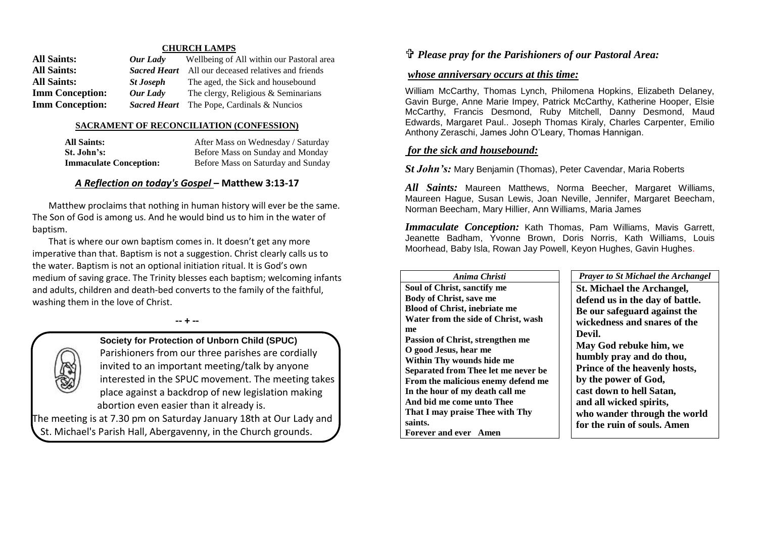**CHURCH LAMPS**

| | | |
|---|---|---|
| **All Saints:** | ***Our Lady*** | Wellbeing of All within our Pastoral area |
| **All Saints:** | ***Sacred Heart*** | All our deceased relatives and friends |
| **All Saints:** | ***St Joseph*** | The aged, the Sick and housebound |
| **Imm Conception:** | ***Our Lady*** | The clergy, Religious & Seminarians |
| **Imm Conception:** | ***Sacred Heart*** | The Pope, Cardinals & Nuncios |

**SACRAMENT OF RECONCILIATION (CONFESSION)**

| | |
|---|---|
| **All Saints:** | After Mass on Wednesday / Saturday |
| **St. John's:** | Before Mass on Sunday and Monday |
| **Immaculate Conception:** | Before Mass on Saturday and Sunday |

## *A Reflection on today's Gospel* – Matthew 3:13-17

Matthew proclaims that nothing in human history will ever be the same. The Son of God is among us. And he would bind us to him in the water of baptism.

That is where our own baptism comes in. It doesn't get any more imperative than that. Baptism is not a suggestion. Christ clearly calls us to the water. Baptism is not an optional initiation ritual. It is God's own medium of saving grace. The Trinity blesses each baptism; welcoming infants and adults, children and death-bed converts to the family of the faithful, washing them in the love of Christ.

-- + --

**Society for Protection of Unborn Child (SPUC)**

Parishioners from our three parishes are cordially invited to an important meeting/talk by anyone interested in the SPUC movement. The meeting takes place against a backdrop of new legislation making abortion even easier than it already is.

The meeting is at 7.30 pm on Saturday January 18th at Our Lady and St. Michael's Parish Hall, Abergavenny, in the Church grounds.

## ✞ *Please pray for the Parishioners of our Pastoral Area:*

### *whose anniversary occurs at this time:*

William McCarthy, Thomas Lynch, Philomena Hopkins, Elizabeth Delaney, Gavin Burge, Anne Marie Impey, Patrick McCarthy, Katherine Hooper, Elsie McCarthy, Francis Desmond, Ruby Mitchell, Danny Desmond, Maud Edwards, Margaret Paul.. Joseph Thomas Kiraly, Charles Carpenter, Emilio Anthony Zeraschi, James John O'Leary, Thomas Hannigan.

### *for the sick and housebound:*

***St John's:*** Mary Benjamin (Thomas), Peter Cavendar, Maria Roberts

***All Saints:*** Maureen Matthews, Norma Beecher, Margaret Williams, Maureen Hague, Susan Lewis, Joan Neville, Jennifer, Margaret Beecham, Norman Beecham, Mary Hillier, Ann Williams, Maria James

***Immaculate Conception:*** Kath Thomas, Pam Williams, Mavis Garrett, Jeanette Badham, Yvonne Brown, Doris Norris, Kath Williams, Louis Moorhead, Baby Isla, Rowan Jay Powell, Keyon Hughes, Gavin Hughes.

*Anima Christi*

**Soul of Christ, sanctify me**
**Body of Christ, save me**
**Blood of Christ, inebriate me**
**Water from the side of Christ, wash me**
**Passion of Christ, strengthen me**
**O good Jesus, hear me**
**Within Thy wounds hide me**
**Separated from Thee let me never be**
**From the malicious enemy defend me**
**In the hour of my death call me**
**And bid me come unto Thee**
**That I may praise Thee with Thy saints.**
**Forever and ever Amen**

*Prayer to St Michael the Archangel*

**St. Michael the Archangel,**
**defend us in the day of battle.**
**Be our safeguard against the wickedness and snares of the Devil.**
**May God rebuke him, we humbly pray and do thou,**
**Prince of the heavenly hosts,**
**by the power of God,**
**cast down to hell Satan,**
**and all wicked spirits,**
**who wander through the world for the ruin of souls. Amen**